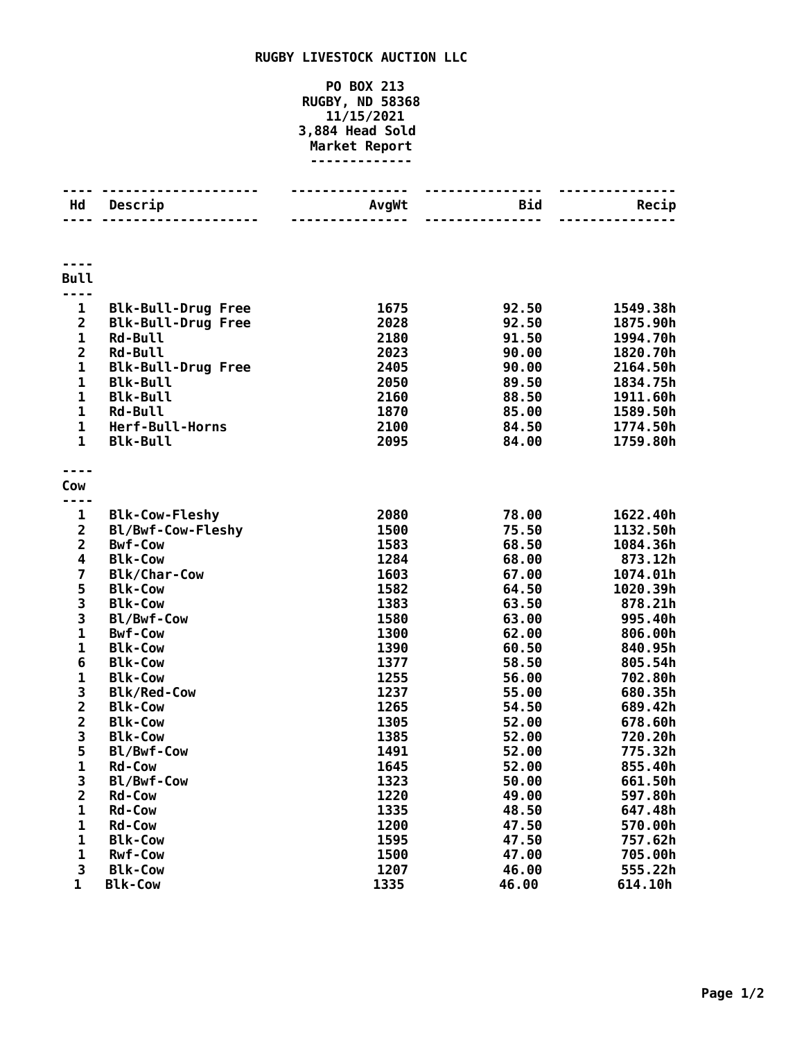# RUGBY LIVESTOCK AUCTION LLC

**PO BOX 213**
**RUGBY, ND 58368**
**11/15/2021**
**3,884 Head Sold**
**Market Report**

| Hd | Descrip | AvgWt | Bid | Recip |
|---|---|---|---|---|
| **Bull** | | | | |
| 1 | Blk-Bull-Drug Free | 1675 | 92.50 | 1549.38h |
| 2 | Blk-Bull-Drug Free | 2028 | 92.50 | 1875.90h |
| 1 | Rd-Bull | 2180 | 91.50 | 1994.70h |
| 2 | Rd-Bull | 2023 | 90.00 | 1820.70h |
| 1 | Blk-Bull-Drug Free | 2405 | 90.00 | 2164.50h |
| 1 | Blk-Bull | 2050 | 89.50 | 1834.75h |
| 1 | Blk-Bull | 2160 | 88.50 | 1911.60h |
| 1 | Rd-Bull | 1870 | 85.00 | 1589.50h |
| 1 | Herf-Bull-Horns | 2100 | 84.50 | 1774.50h |
| 1 | Blk-Bull | 2095 | 84.00 | 1759.80h |
| **Cow** | | | | |
| 1 | Blk-Cow-Fleshy | 2080 | 78.00 | 1622.40h |
| 2 | Bl/Bwf-Cow-Fleshy | 1500 | 75.50 | 1132.50h |
| 2 | Bwf-Cow | 1583 | 68.50 | 1084.36h |
| 4 | Blk-Cow | 1284 | 68.00 | 873.12h |
| 7 | Blk/Char-Cow | 1603 | 67.00 | 1074.01h |
| 5 | Blk-Cow | 1582 | 64.50 | 1020.39h |
| 3 | Blk-Cow | 1383 | 63.50 | 878.21h |
| 3 | Bl/Bwf-Cow | 1580 | 63.00 | 995.40h |
| 1 | Bwf-Cow | 1300 | 62.00 | 806.00h |
| 1 | Blk-Cow | 1390 | 60.50 | 840.95h |
| 6 | Blk-Cow | 1377 | 58.50 | 805.54h |
| 1 | Blk-Cow | 1255 | 56.00 | 702.80h |
| 3 | Blk/Red-Cow | 1237 | 55.00 | 680.35h |
| 2 | Blk-Cow | 1265 | 54.50 | 689.42h |
| 2 | Blk-Cow | 1305 | 52.00 | 678.60h |
| 3 | Blk-Cow | 1385 | 52.00 | 720.20h |
| 5 | Bl/Bwf-Cow | 1491 | 52.00 | 775.32h |
| 1 | Rd-Cow | 1645 | 52.00 | 855.40h |
| 3 | Bl/Bwf-Cow | 1323 | 50.00 | 661.50h |
| 2 | Rd-Cow | 1220 | 49.00 | 597.80h |
| 1 | Rd-Cow | 1335 | 48.50 | 647.48h |
| 1 | Rd-Cow | 1200 | 47.50 | 570.00h |
| 1 | Blk-Cow | 1595 | 47.50 | 757.62h |
| 1 | Rwf-Cow | 1500 | 47.00 | 705.00h |
| 3 | Blk-Cow | 1207 | 46.00 | 555.22h |
| 1 | Blk-Cow | 1335 | 46.00 | 614.10h |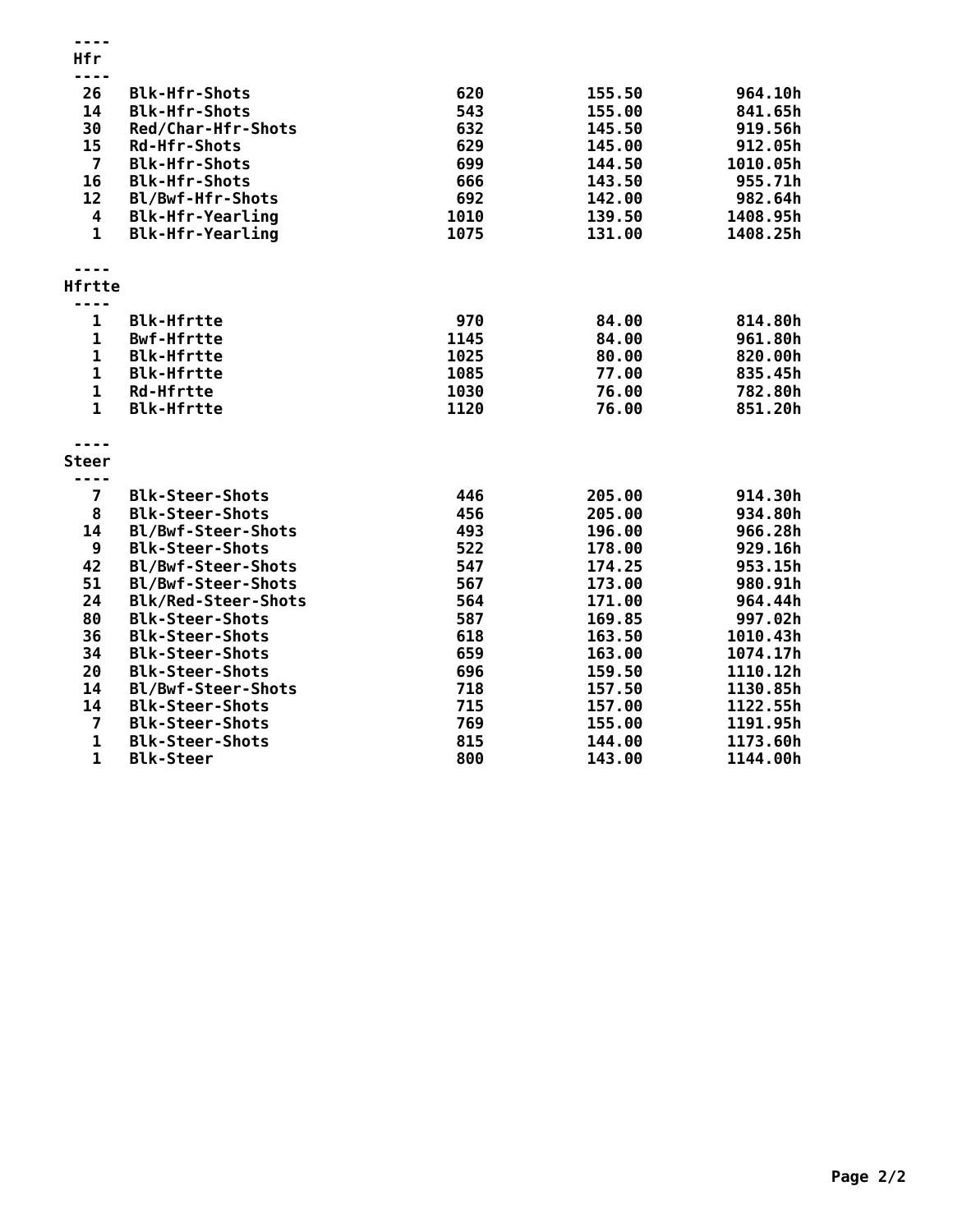----

**Hfr**

----

| | | | | |
|---|---|---|---|---|
| 26 | Blk-Hfr-Shots | 620 | 155.50 | 964.10h |
| 14 | Blk-Hfr-Shots | 543 | 155.00 | 841.65h |
| 30 | Red/Char-Hfr-Shots | 632 | 145.50 | 919.56h |
| 15 | Rd-Hfr-Shots | 629 | 145.00 | 912.05h |
| 7 | Blk-Hfr-Shots | 699 | 144.50 | 1010.05h |
| 16 | Blk-Hfr-Shots | 666 | 143.50 | 955.71h |
| 12 | Bl/Bwf-Hfr-Shots | 692 | 142.00 | 982.64h |
| 4 | Blk-Hfr-Yearling | 1010 | 139.50 | 1408.95h |
| 1 | Blk-Hfr-Yearling | 1075 | 131.00 | 1408.25h |

----

**Hfrtte**

----

| | | | | |
|---|---|---|---|---|
| 1 | Blk-Hfrtte | 970 | 84.00 | 814.80h |
| 1 | Bwf-Hfrtte | 1145 | 84.00 | 961.80h |
| 1 | Blk-Hfrtte | 1025 | 80.00 | 820.00h |
| 1 | Blk-Hfrtte | 1085 | 77.00 | 835.45h |
| 1 | Rd-Hfrtte | 1030 | 76.00 | 782.80h |
| 1 | Blk-Hfrtte | 1120 | 76.00 | 851.20h |

----

**Steer**

----

| | | | | |
|---|---|---|---|---|
| 7 | Blk-Steer-Shots | 446 | 205.00 | 914.30h |
| 8 | Blk-Steer-Shots | 456 | 205.00 | 934.80h |
| 14 | Bl/Bwf-Steer-Shots | 493 | 196.00 | 966.28h |
| 9 | Blk-Steer-Shots | 522 | 178.00 | 929.16h |
| 42 | Bl/Bwf-Steer-Shots | 547 | 174.25 | 953.15h |
| 51 | Bl/Bwf-Steer-Shots | 567 | 173.00 | 980.91h |
| 24 | Blk/Red-Steer-Shots | 564 | 171.00 | 964.44h |
| 80 | Blk-Steer-Shots | 587 | 169.85 | 997.02h |
| 36 | Blk-Steer-Shots | 618 | 163.50 | 1010.43h |
| 34 | Blk-Steer-Shots | 659 | 163.00 | 1074.17h |
| 20 | Blk-Steer-Shots | 696 | 159.50 | 1110.12h |
| 14 | Bl/Bwf-Steer-Shots | 718 | 157.50 | 1130.85h |
| 14 | Blk-Steer-Shots | 715 | 157.00 | 1122.55h |
| 7 | Blk-Steer-Shots | 769 | 155.00 | 1191.95h |
| 1 | Blk-Steer-Shots | 815 | 144.00 | 1173.60h |
| 1 | Blk-Steer | 800 | 143.00 | 1144.00h |